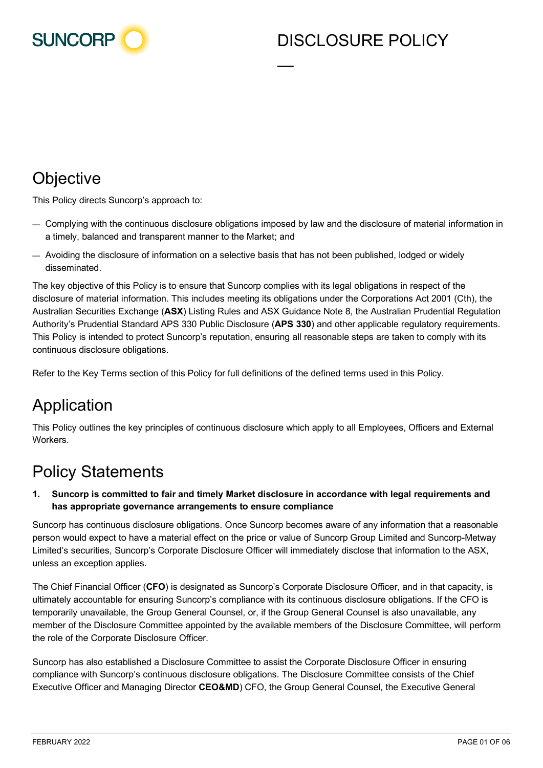# DISCLOSURE POLICY

## Objective

This Policy directs Suncorp's approach to:

- Complying with the continuous disclosure obligations imposed by law and the disclosure of material information in a timely, balanced and transparent manner to the Market; and
- Avoiding the disclosure of information on a selective basis that has not been published, lodged or widely disseminated.

The key objective of this Policy is to ensure that Suncorp complies with its legal obligations in respect of the disclosure of material information. This includes meeting its obligations under the Corporations Act 2001 (Cth), the Australian Securities Exchange (**ASX**) Listing Rules and ASX Guidance Note 8, the Australian Prudential Regulation Authority's Prudential Standard APS 330 Public Disclosure (**APS 330**) and other applicable regulatory requirements. This Policy is intended to protect Suncorp's reputation, ensuring all reasonable steps are taken to comply with its continuous disclosure obligations.

Refer to the Key Terms section of this Policy for full definitions of the defined terms used in this Policy.

## Application

This Policy outlines the key principles of continuous disclosure which apply to all Employees, Officers and External Workers.

## Policy Statements

**1. Suncorp is committed to fair and timely Market disclosure in accordance with legal requirements and has appropriate governance arrangements to ensure compliance**

Suncorp has continuous disclosure obligations. Once Suncorp becomes aware of any information that a reasonable person would expect to have a material effect on the price or value of Suncorp Group Limited and Suncorp-Metway Limited's securities, Suncorp's Corporate Disclosure Officer will immediately disclose that information to the ASX, unless an exception applies.

The Chief Financial Officer (**CFO**) is designated as Suncorp's Corporate Disclosure Officer, and in that capacity, is ultimately accountable for ensuring Suncorp's compliance with its continuous disclosure obligations. If the CFO is temporarily unavailable, the Group General Counsel, or, if the Group General Counsel is also unavailable, any member of the Disclosure Committee appointed by the available members of the Disclosure Committee, will perform the role of the Corporate Disclosure Officer.

Suncorp has also established a Disclosure Committee to assist the Corporate Disclosure Officer in ensuring compliance with Suncorp's continuous disclosure obligations. The Disclosure Committee consists of the Chief Executive Officer and Managing Director **CEO&MD**) CFO, the Group General Counsel, the Executive General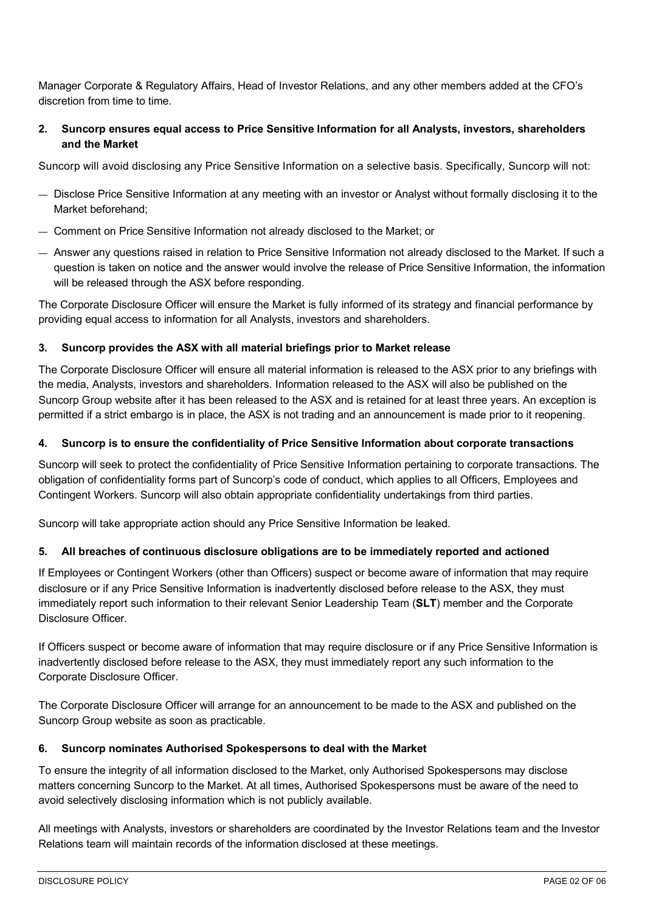Manager Corporate & Regulatory Affairs, Head of Investor Relations, and any other members added at the CFO's discretion from time to time.

### 2. Suncorp ensures equal access to Price Sensitive Information for all Analysts, investors, shareholders and the Market

Suncorp will avoid disclosing any Price Sensitive Information on a selective basis. Specifically, Suncorp will not:

- Disclose Price Sensitive Information at any meeting with an investor or Analyst without formally disclosing it to the Market beforehand;
- Comment on Price Sensitive Information not already disclosed to the Market; or
- Answer any questions raised in relation to Price Sensitive Information not already disclosed to the Market. If such a question is taken on notice and the answer would involve the release of Price Sensitive Information, the information will be released through the ASX before responding.

The Corporate Disclosure Officer will ensure the Market is fully informed of its strategy and financial performance by providing equal access to information for all Analysts, investors and shareholders.

### 3. Suncorp provides the ASX with all material briefings prior to Market release

The Corporate Disclosure Officer will ensure all material information is released to the ASX prior to any briefings with the media, Analysts, investors and shareholders. Information released to the ASX will also be published on the Suncorp Group website after it has been released to the ASX and is retained for at least three years. An exception is permitted if a strict embargo is in place, the ASX is not trading and an announcement is made prior to it reopening.

### 4. Suncorp is to ensure the confidentiality of Price Sensitive Information about corporate transactions

Suncorp will seek to protect the confidentiality of Price Sensitive Information pertaining to corporate transactions. The obligation of confidentiality forms part of Suncorp's code of conduct, which applies to all Officers, Employees and Contingent Workers. Suncorp will also obtain appropriate confidentiality undertakings from third parties.

Suncorp will take appropriate action should any Price Sensitive Information be leaked.

### 5. All breaches of continuous disclosure obligations are to be immediately reported and actioned

If Employees or Contingent Workers (other than Officers) suspect or become aware of information that may require disclosure or if any Price Sensitive Information is inadvertently disclosed before release to the ASX, they must immediately report such information to their relevant Senior Leadership Team (**SLT**) member and the Corporate Disclosure Officer.

If Officers suspect or become aware of information that may require disclosure or if any Price Sensitive Information is inadvertently disclosed before release to the ASX, they must immediately report any such information to the Corporate Disclosure Officer.

The Corporate Disclosure Officer will arrange for an announcement to be made to the ASX and published on the Suncorp Group website as soon as practicable.

### 6. Suncorp nominates Authorised Spokespersons to deal with the Market

To ensure the integrity of all information disclosed to the Market, only Authorised Spokespersons may disclose matters concerning Suncorp to the Market. At all times, Authorised Spokespersons must be aware of the need to avoid selectively disclosing information which is not publicly available.

All meetings with Analysts, investors or shareholders are coordinated by the Investor Relations team and the Investor Relations team will maintain records of the information disclosed at these meetings.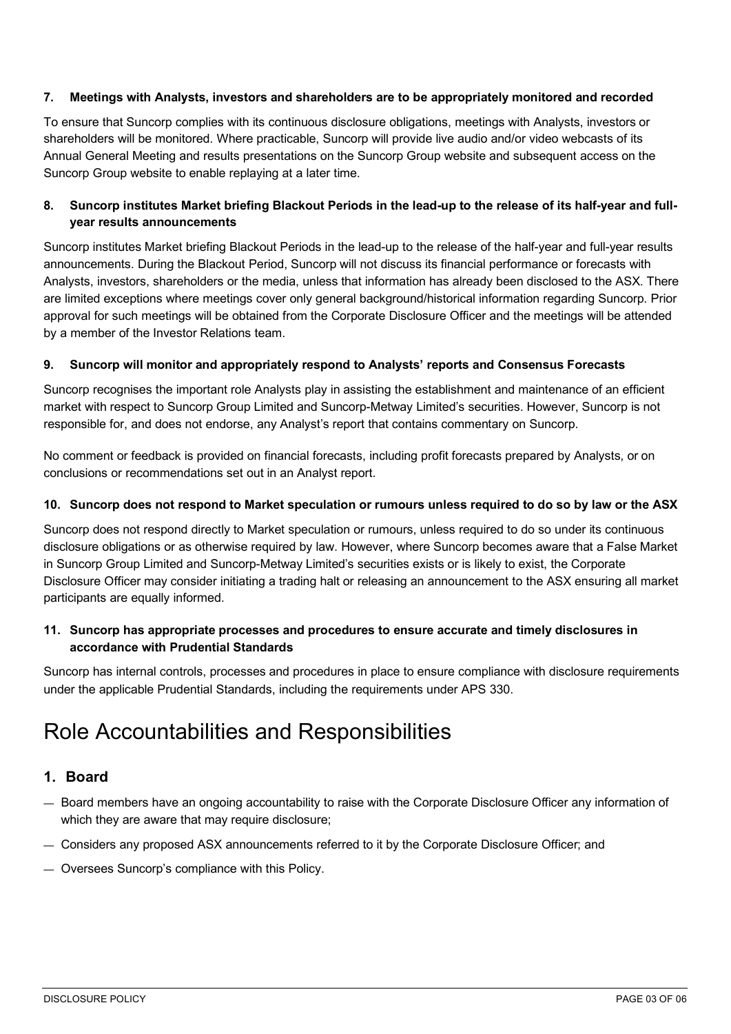### 7. Meetings with Analysts, investors and shareholders are to be appropriately monitored and recorded

To ensure that Suncorp complies with its continuous disclosure obligations, meetings with Analysts, investors or shareholders will be monitored. Where practicable, Suncorp will provide live audio and/or video webcasts of its Annual General Meeting and results presentations on the Suncorp Group website and subsequent access on the Suncorp Group website to enable replaying at a later time.

### 8. Suncorp institutes Market briefing Blackout Periods in the lead-up to the release of its half-year and full-year results announcements

Suncorp institutes Market briefing Blackout Periods in the lead-up to the release of the half-year and full-year results announcements. During the Blackout Period, Suncorp will not discuss its financial performance or forecasts with Analysts, investors, shareholders or the media, unless that information has already been disclosed to the ASX. There are limited exceptions where meetings cover only general background/historical information regarding Suncorp. Prior approval for such meetings will be obtained from the Corporate Disclosure Officer and the meetings will be attended by a member of the Investor Relations team.

### 9. Suncorp will monitor and appropriately respond to Analysts' reports and Consensus Forecasts

Suncorp recognises the important role Analysts play in assisting the establishment and maintenance of an efficient market with respect to Suncorp Group Limited and Suncorp-Metway Limited's securities. However, Suncorp is not responsible for, and does not endorse, any Analyst's report that contains commentary on Suncorp.

No comment or feedback is provided on financial forecasts, including profit forecasts prepared by Analysts, or on conclusions or recommendations set out in an Analyst report.

### 10. Suncorp does not respond to Market speculation or rumours unless required to do so by law or the ASX

Suncorp does not respond directly to Market speculation or rumours, unless required to do so under its continuous disclosure obligations or as otherwise required by law. However, where Suncorp becomes aware that a False Market in Suncorp Group Limited and Suncorp-Metway Limited's securities exists or is likely to exist, the Corporate Disclosure Officer may consider initiating a trading halt or releasing an announcement to the ASX ensuring all market participants are equally informed.

### 11. Suncorp has appropriate processes and procedures to ensure accurate and timely disclosures in accordance with Prudential Standards

Suncorp has internal controls, processes and procedures in place to ensure compliance with disclosure requirements under the applicable Prudential Standards, including the requirements under APS 330.

# Role Accountabilities and Responsibilities

## 1. Board

- Board members have an ongoing accountability to raise with the Corporate Disclosure Officer any information of which they are aware that may require disclosure;
- Considers any proposed ASX announcements referred to it by the Corporate Disclosure Officer; and
- Oversees Suncorp's compliance with this Policy.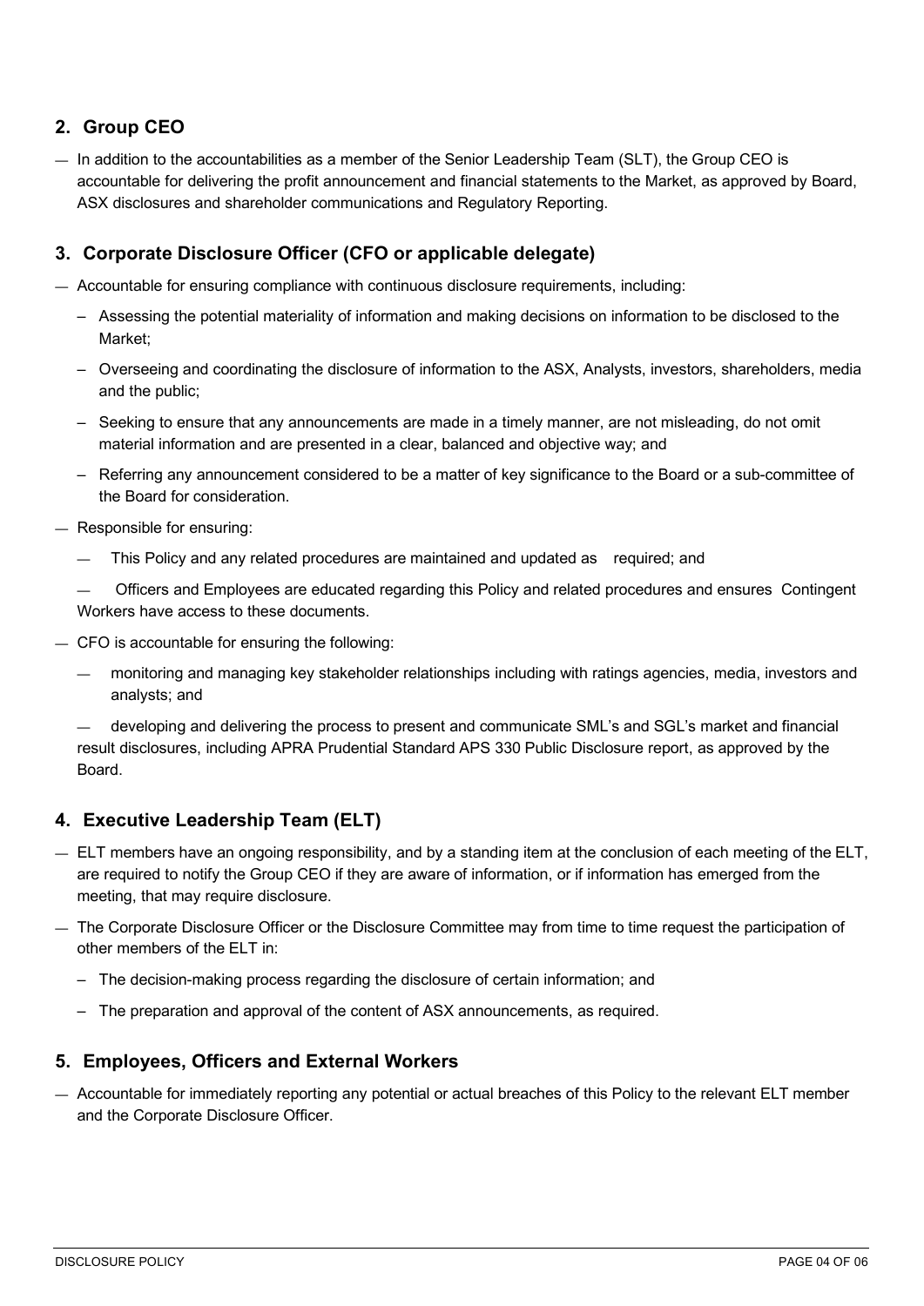## 2. Group CEO

- In addition to the accountabilities as a member of the Senior Leadership Team (SLT), the Group CEO is accountable for delivering the profit announcement and financial statements to the Market, as approved by Board, ASX disclosures and shareholder communications and Regulatory Reporting.

## 3. Corporate Disclosure Officer (CFO or applicable delegate)

- Accountable for ensuring compliance with continuous disclosure requirements, including:
  - Assessing the potential materiality of information and making decisions on information to be disclosed to the Market;
  - Overseeing and coordinating the disclosure of information to the ASX, Analysts, investors, shareholders, media and the public;
  - Seeking to ensure that any announcements are made in a timely manner, are not misleading, do not omit material information and are presented in a clear, balanced and objective way; and
  - Referring any announcement considered to be a matter of key significance to the Board or a sub-committee of the Board for consideration.
- Responsible for ensuring:
  - This Policy and any related procedures are maintained and updated as required; and
  - Officers and Employees are educated regarding this Policy and related procedures and ensures Contingent Workers have access to these documents.
- CFO is accountable for ensuring the following:
  - monitoring and managing key stakeholder relationships including with ratings agencies, media, investors and analysts; and
  - developing and delivering the process to present and communicate SML's and SGL's market and financial result disclosures, including APRA Prudential Standard APS 330 Public Disclosure report, as approved by the Board.

## 4. Executive Leadership Team (ELT)

- ELT members have an ongoing responsibility, and by a standing item at the conclusion of each meeting of the ELT, are required to notify the Group CEO if they are aware of information, or if information has emerged from the meeting, that may require disclosure.
- The Corporate Disclosure Officer or the Disclosure Committee may from time to time request the participation of other members of the ELT in:
  - The decision-making process regarding the disclosure of certain information; and
  - The preparation and approval of the content of ASX announcements, as required.

## 5. Employees, Officers and External Workers

- Accountable for immediately reporting any potential or actual breaches of this Policy to the relevant ELT member and the Corporate Disclosure Officer.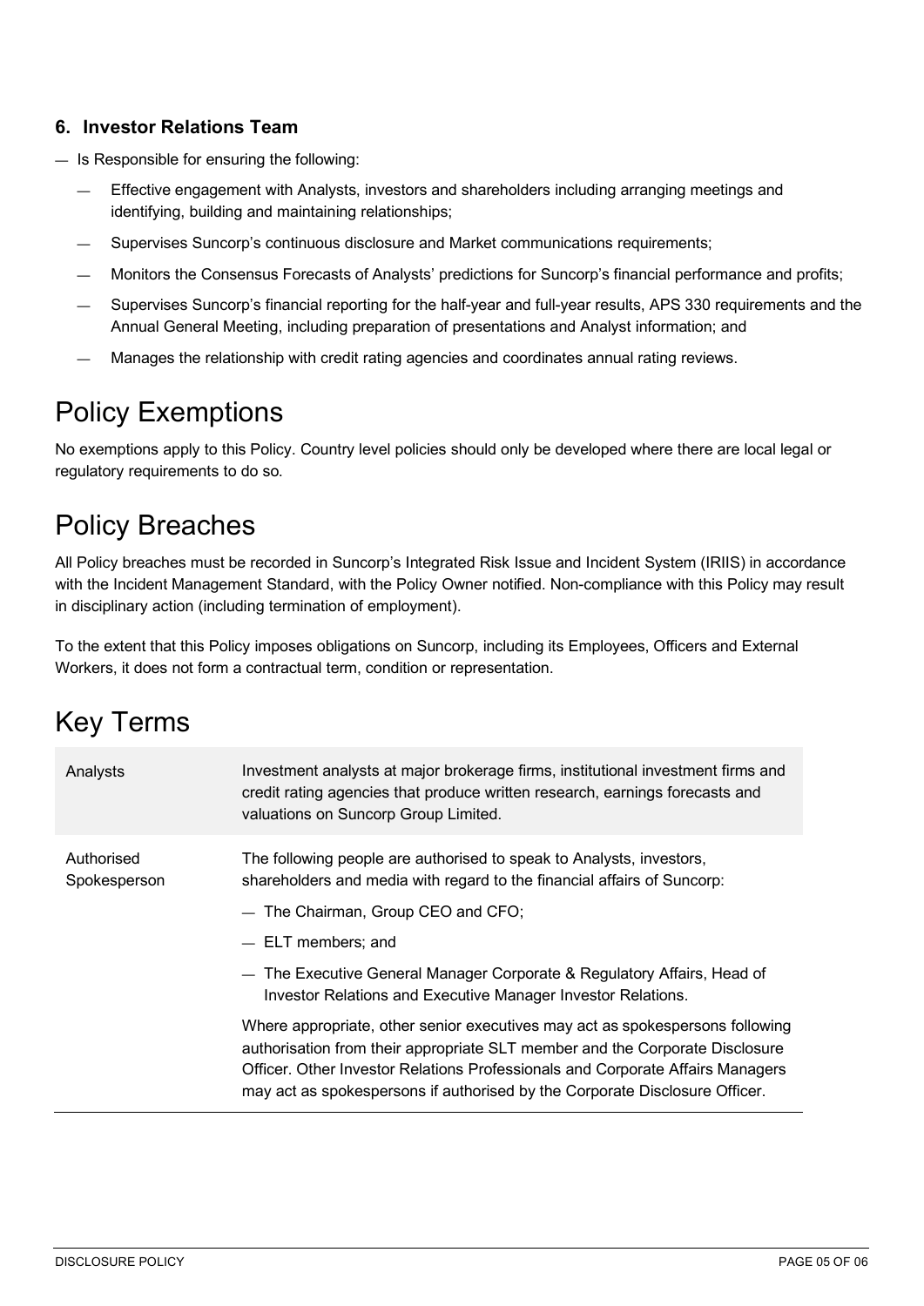### 6. Investor Relations Team

- Is Responsible for ensuring the following:
  - Effective engagement with Analysts, investors and shareholders including arranging meetings and identifying, building and maintaining relationships;
  - Supervises Suncorp's continuous disclosure and Market communications requirements;
  - Monitors the Consensus Forecasts of Analysts' predictions for Suncorp's financial performance and profits;
  - Supervises Suncorp's financial reporting for the half-year and full-year results, APS 330 requirements and the Annual General Meeting, including preparation of presentations and Analyst information; and
  - Manages the relationship with credit rating agencies and coordinates annual rating reviews.

# Policy Exemptions

No exemptions apply to this Policy. Country level policies should only be developed where there are local legal or regulatory requirements to do so.

# Policy Breaches

All Policy breaches must be recorded in Suncorp's Integrated Risk Issue and Incident System (IRIIS) in accordance with the Incident Management Standard, with the Policy Owner notified. Non-compliance with this Policy may result in disciplinary action (including termination of employment).

To the extent that this Policy imposes obligations on Suncorp, including its Employees, Officers and External Workers, it does not form a contractual term, condition or representation.

# Key Terms

| Term | Definition |
|---|---|
| Analysts | Investment analysts at major brokerage firms, institutional investment firms and credit rating agencies that produce written research, earnings forecasts and valuations on Suncorp Group Limited. |
| Authorised Spokesperson | The following people are authorised to speak to Analysts, investors, shareholders and media with regard to the financial affairs of Suncorp:<br>— The Chairman, Group CEO and CFO;<br>— ELT members; and<br>— The Executive General Manager Corporate & Regulatory Affairs, Head of Investor Relations and Executive Manager Investor Relations.<br><br>Where appropriate, other senior executives may act as spokespersons following authorisation from their appropriate SLT member and the Corporate Disclosure Officer. Other Investor Relations Professionals and Corporate Affairs Managers may act as spokespersons if authorised by the Corporate Disclosure Officer. |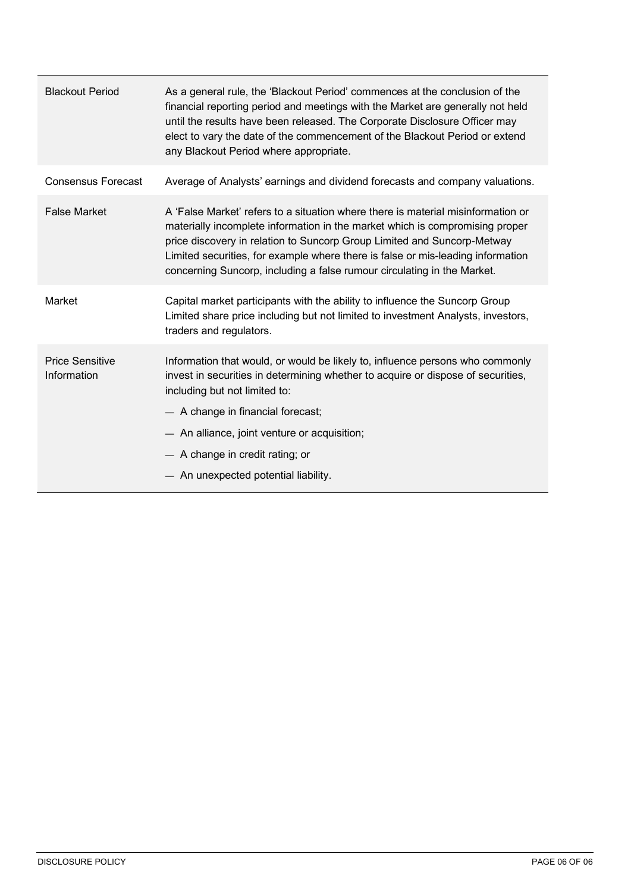| | |
|---|---|
| Blackout Period | As a general rule, the 'Blackout Period' commences at the conclusion of the financial reporting period and meetings with the Market are generally not held until the results have been released. The Corporate Disclosure Officer may elect to vary the date of the commencement of the Blackout Period or extend any Blackout Period where appropriate. |
| Consensus Forecast | Average of Analysts' earnings and dividend forecasts and company valuations. |
| False Market | A 'False Market' refers to a situation where there is material misinformation or materially incomplete information in the market which is compromising proper price discovery in relation to Suncorp Group Limited and Suncorp-Metway Limited securities, for example where there is false or mis-leading information concerning Suncorp, including a false rumour circulating in the Market. |
| Market | Capital market participants with the ability to influence the Suncorp Group Limited share price including but not limited to investment Analysts, investors, traders and regulators. |
| Price Sensitive Information | Information that would, or would be likely to, influence persons who commonly invest in securities in determining whether to acquire or dispose of securities, including but not limited to:<br>— A change in financial forecast;<br>— An alliance, joint venture or acquisition;<br>— A change in credit rating; or<br>— An unexpected potential liability. |